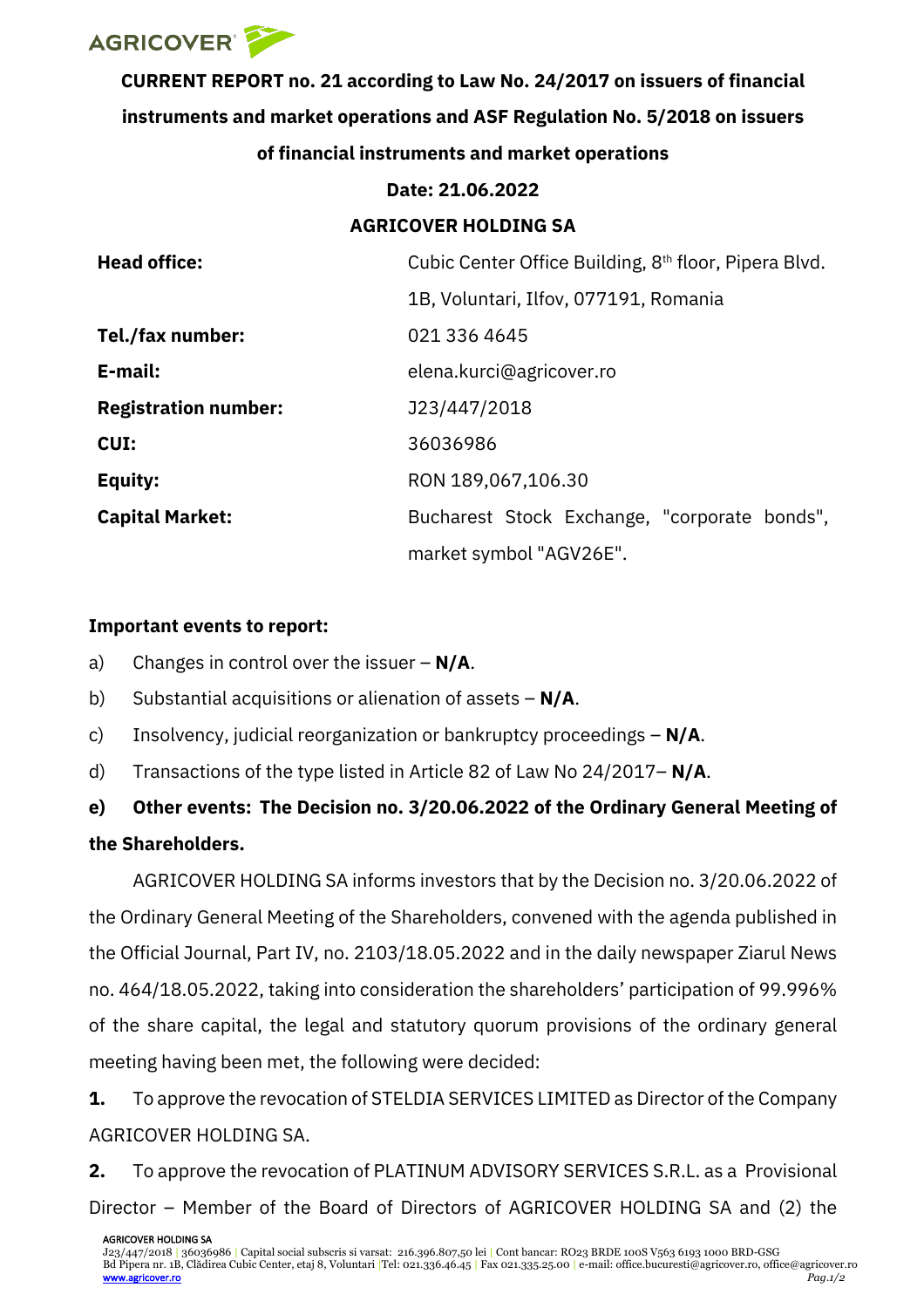**CURRENT REPORT no. 21 according to Law No. 24/2017 on issuers of financial instruments and market operations and ASF Regulation No. 5/2018 on issuers of financial instruments and market operations**

**Date: 21.06.2022**

**AGRICOVER HOLDING SA**

| | |
|---|---|
| **Head office:** | Cubic Center Office Building, 8th floor, Pipera Blvd. 1B, Voluntari, Ilfov, 077191, Romania |
| **Tel./fax number:** | 021 336 4645 |
| **E-mail:** | elena.kurci@agricover.ro |
| **Registration number:** | J23/447/2018 |
| **CUI:** | 36036986 |
| **Equity:** | RON 189,067,106.30 |
| **Capital Market:** | Bucharest Stock Exchange, "corporate bonds", market symbol "AGV26E". |

**Important events to report:**

a) Changes in control over the issuer – **N/A**.

b) Substantial acquisitions or alienation of assets – **N/A**.

c) Insolvency, judicial reorganization or bankruptcy proceedings – **N/A**.

d) Transactions of the type listed in Article 82 of Law No 24/2017– **N/A**.

**e) Other events: The Decision no. 3/20.06.2022 of the Ordinary General Meeting of the Shareholders.**

AGRICOVER HOLDING SA informs investors that by the Decision no. 3/20.06.2022 of the Ordinary General Meeting of the Shareholders, convened with the agenda published in the Official Journal, Part IV, no. 2103/18.05.2022 and in the daily newspaper Ziarul News no. 464/18.05.2022, taking into consideration the shareholders' participation of 99.996% of the share capital, the legal and statutory quorum provisions of the ordinary general meeting having been met, the following were decided:

**1.** To approve the revocation of STELDIA SERVICES LIMITED as Director of the Company AGRICOVER HOLDING SA.

**2.** To approve the revocation of PLATINUM ADVISORY SERVICES S.R.L. as a Provisional Director – Member of the Board of Directors of AGRICOVER HOLDING SA and (2) the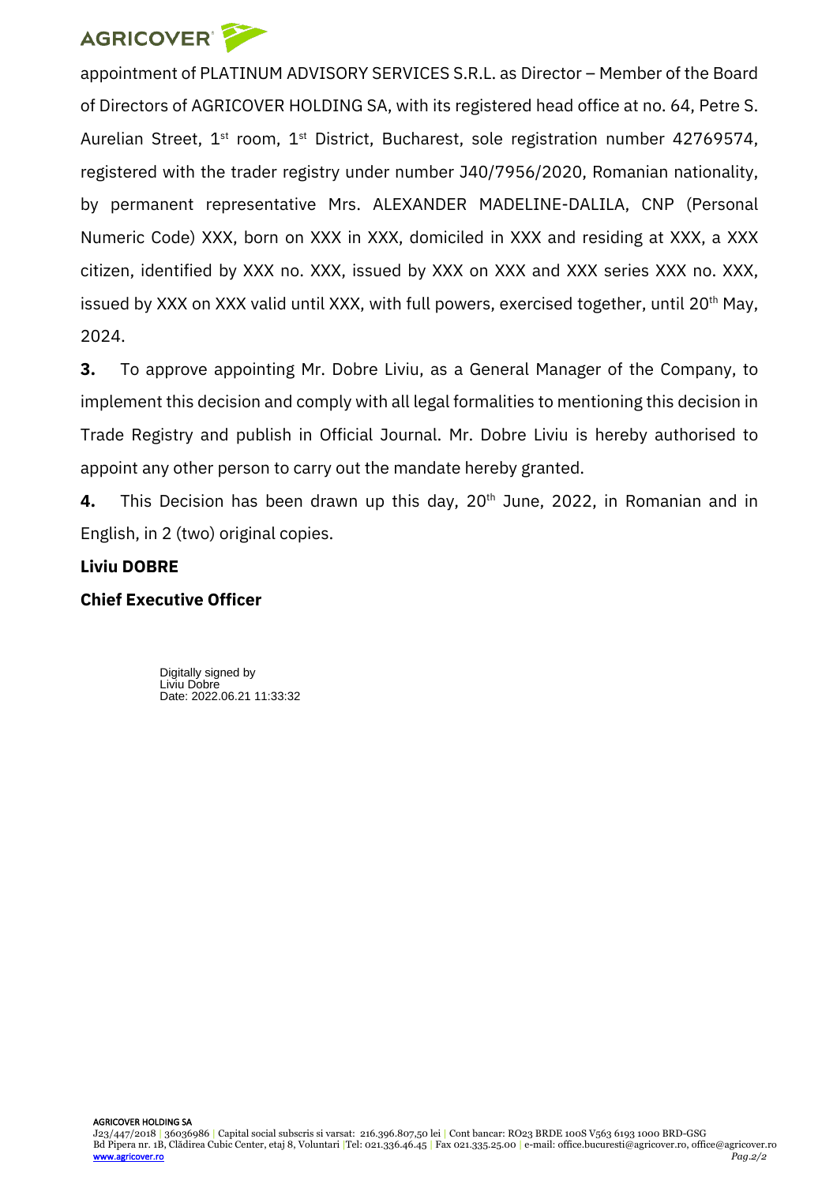appointment of PLATINUM ADVISORY SERVICES S.R.L. as Director – Member of the Board of Directors of AGRICOVER HOLDING SA, with its registered head office at no. 64, Petre S. Aurelian Street, 1st room, 1st District, Bucharest, sole registration number 42769574, registered with the trader registry under number J40/7956/2020, Romanian nationality, by permanent representative Mrs. ALEXANDER MADELINE-DALILA, CNP (Personal Numeric Code) XXX, born on XXX in XXX, domiciled in XXX and residing at XXX, a XXX citizen, identified by XXX no. XXX, issued by XXX on XXX and XXX series XXX no. XXX, issued by XXX on XXX valid until XXX, with full powers, exercised together, until 20th May, 2024.

**3.** To approve appointing Mr. Dobre Liviu, as a General Manager of the Company, to implement this decision and comply with all legal formalities to mentioning this decision in Trade Registry and publish in Official Journal. Mr. Dobre Liviu is hereby authorised to appoint any other person to carry out the mandate hereby granted.

**4.** This Decision has been drawn up this day, 20th June, 2022, in Romanian and in English, in 2 (two) original copies.

**Liviu DOBRE**

**Chief Executive Officer**

Digitally signed by
Liviu Dobre
Date: 2022.06.21 11:33:32